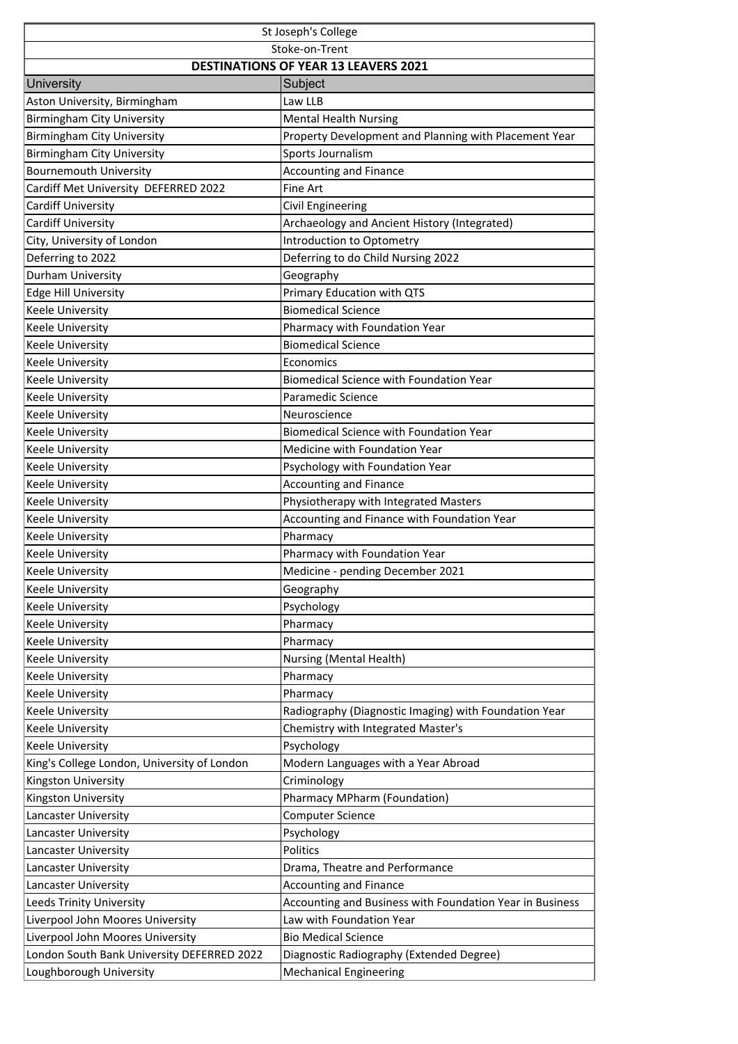St Joseph's College

Stoke-on-Trent

**DESTINATIONS OF YEAR 13 LEAVERS 2021**

| University | Subject |
|---|---|
| Aston University, Birmingham | Law LLB |
| Birmingham City University | Mental Health Nursing |
| Birmingham City University | Property Development and Planning with Placement Year |
| Birmingham City University | Sports Journalism |
| Bournemouth University | Accounting and Finance |
| Cardiff Met University DEFERRED 2022 | Fine Art |
| Cardiff University | Civil Engineering |
| Cardiff University | Archaeology and Ancient History (Integrated) |
| City, University of London | Introduction to Optometry |
| Deferring to 2022 | Deferring to do Child Nursing 2022 |
| Durham University | Geography |
| Edge Hill University | Primary Education with QTS |
| Keele University | Biomedical Science |
| Keele University | Pharmacy with Foundation Year |
| Keele University | Biomedical Science |
| Keele University | Economics |
| Keele University | Biomedical Science with Foundation Year |
| Keele University | Paramedic Science |
| Keele University | Neuroscience |
| Keele University | Biomedical Science with Foundation Year |
| Keele University | Medicine with Foundation Year |
| Keele University | Psychology with Foundation Year |
| Keele University | Accounting and Finance |
| Keele University | Physiotherapy with Integrated Masters |
| Keele University | Accounting and Finance with Foundation Year |
| Keele University | Pharmacy |
| Keele University | Pharmacy with Foundation Year |
| Keele University | Medicine - pending December 2021 |
| Keele University | Geography |
| Keele University | Psychology |
| Keele University | Pharmacy |
| Keele University | Pharmacy |
| Keele University | Nursing (Mental Health) |
| Keele University | Pharmacy |
| Keele University | Pharmacy |
| Keele University | Radiography (Diagnostic Imaging) with Foundation Year |
| Keele University | Chemistry with Integrated Master's |
| Keele University | Psychology |
| King's College London, University of London | Modern Languages with a Year Abroad |
| Kingston University | Criminology |
| Kingston University | Pharmacy MPharm (Foundation) |
| Lancaster University | Computer Science |
| Lancaster University | Psychology |
| Lancaster University | Politics |
| Lancaster University | Drama, Theatre and Performance |
| Lancaster University | Accounting and Finance |
| Leeds Trinity University | Accounting and Business with Foundation Year in Business |
| Liverpool John Moores University | Law with Foundation Year |
| Liverpool John Moores University | Bio Medical Science |
| London South Bank University DEFERRED 2022 | Diagnostic Radiography (Extended Degree) |
| Loughborough University | Mechanical Engineering |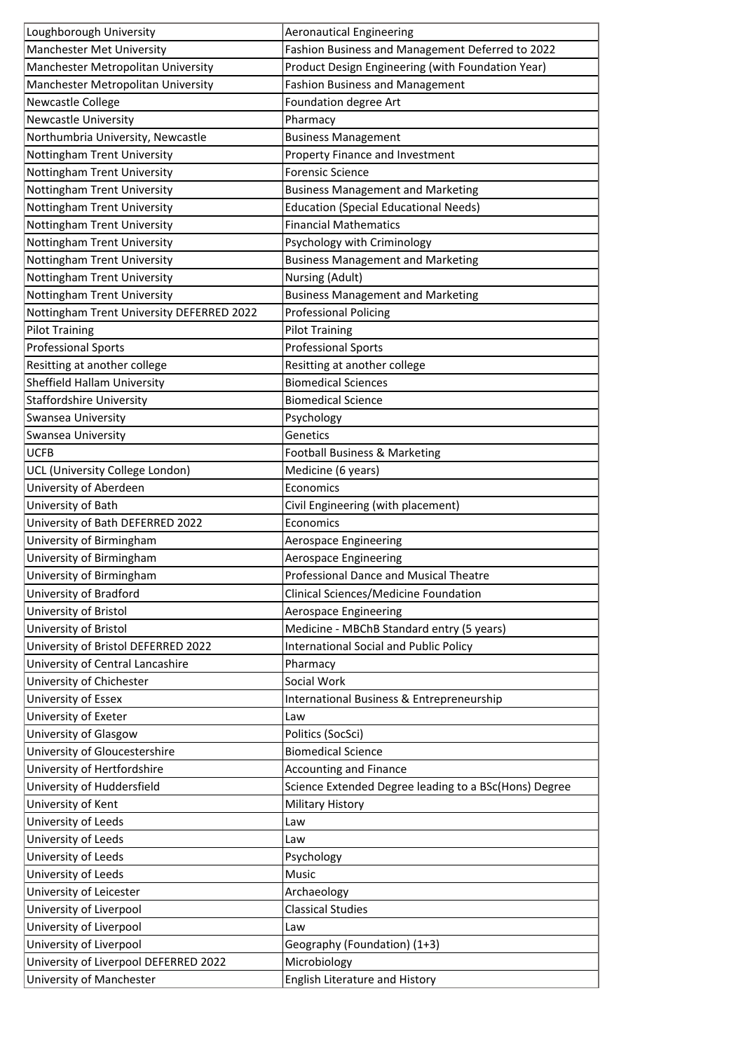| Loughborough University | Aeronautical Engineering |
|---|---|
| Manchester Met University | Fashion Business and Management Deferred to 2022 |
| Manchester Metropolitan University | Product Design Engineering (with Foundation Year) |
| Manchester Metropolitan University | Fashion Business and Management |
| Newcastle College | Foundation degree Art |
| Newcastle University | Pharmacy |
| Northumbria University, Newcastle | Business Management |
| Nottingham Trent University | Property Finance and Investment |
| Nottingham Trent University | Forensic Science |
| Nottingham Trent University | Business Management and Marketing |
| Nottingham Trent University | Education (Special Educational Needs) |
| Nottingham Trent University | Financial Mathematics |
| Nottingham Trent University | Psychology with Criminology |
| Nottingham Trent University | Business Management and Marketing |
| Nottingham Trent University | Nursing (Adult) |
| Nottingham Trent University | Business Management and Marketing |
| Nottingham Trent University DEFERRED 2022 | Professional Policing |
| Pilot Training | Pilot Training |
| Professional Sports | Professional Sports |
| Resitting at another college | Resitting at another college |
| Sheffield Hallam University | Biomedical Sciences |
| Staffordshire University | Biomedical Science |
| Swansea University | Psychology |
| Swansea University | Genetics |
| UCFB | Football Business & Marketing |
| UCL (University College London) | Medicine (6 years) |
| University of Aberdeen | Economics |
| University of Bath | Civil Engineering (with placement) |
| University of Bath DEFERRED 2022 | Economics |
| University of Birmingham | Aerospace Engineering |
| University of Birmingham | Aerospace Engineering |
| University of Birmingham | Professional Dance and Musical Theatre |
| University of Bradford | Clinical Sciences/Medicine Foundation |
| University of Bristol | Aerospace Engineering |
| University of Bristol | Medicine - MBChB Standard entry (5 years) |
| University of Bristol DEFERRED 2022 | International Social and Public Policy |
| University of Central Lancashire | Pharmacy |
| University of Chichester | Social Work |
| University of Essex | International Business & Entrepreneurship |
| University of Exeter | Law |
| University of Glasgow | Politics (SocSci) |
| University of Gloucestershire | Biomedical Science |
| University of Hertfordshire | Accounting and Finance |
| University of Huddersfield | Science Extended Degree leading to a BSc(Hons) Degree |
| University of Kent | Military History |
| University of Leeds | Law |
| University of Leeds | Law |
| University of Leeds | Psychology |
| University of Leeds | Music |
| University of Leicester | Archaeology |
| University of Liverpool | Classical Studies |
| University of Liverpool | Law |
| University of Liverpool | Geography (Foundation) (1+3) |
| University of Liverpool DEFERRED 2022 | Microbiology |
| University of Manchester | English Literature and History |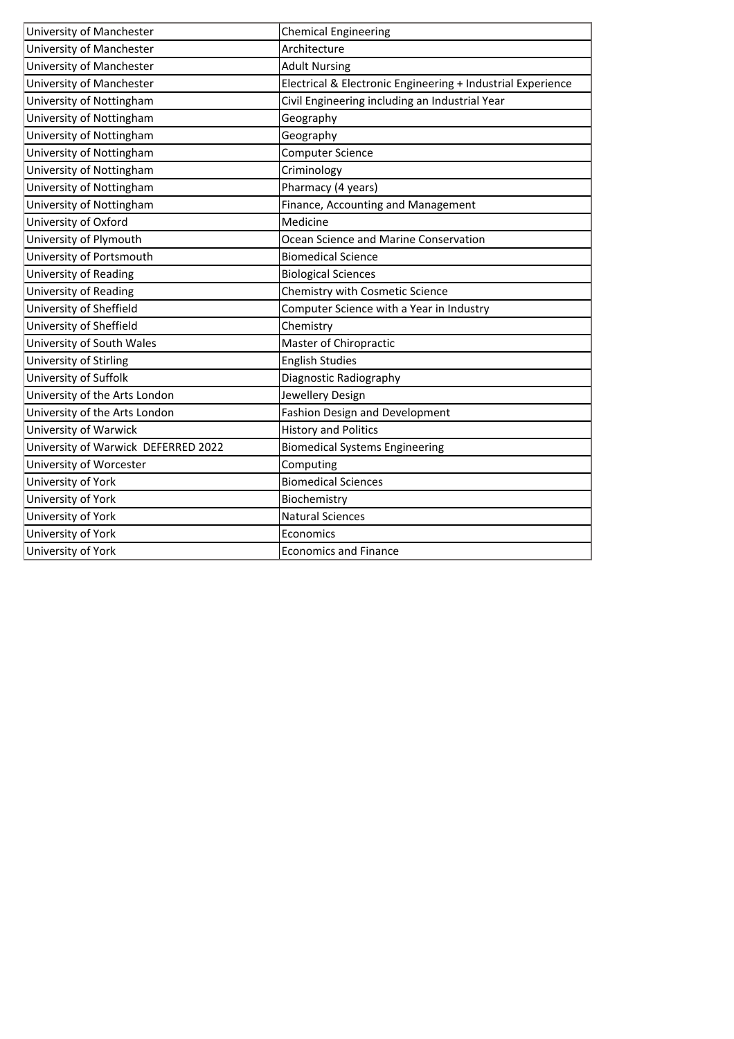| | |
|---|---|
| University of Manchester | Chemical Engineering |
| University of Manchester | Architecture |
| University of Manchester | Adult Nursing |
| University of Manchester | Electrical & Electronic Engineering + Industrial Experience |
| University of Nottingham | Civil Engineering including an Industrial Year |
| University of Nottingham | Geography |
| University of Nottingham | Geography |
| University of Nottingham | Computer Science |
| University of Nottingham | Criminology |
| University of Nottingham | Pharmacy (4 years) |
| University of Nottingham | Finance, Accounting and Management |
| University of Oxford | Medicine |
| University of Plymouth | Ocean Science and Marine Conservation |
| University of Portsmouth | Biomedical Science |
| University of Reading | Biological Sciences |
| University of Reading | Chemistry with Cosmetic Science |
| University of Sheffield | Computer Science with a Year in Industry |
| University of Sheffield | Chemistry |
| University of South Wales | Master of Chiropractic |
| University of Stirling | English Studies |
| University of Suffolk | Diagnostic Radiography |
| University of the Arts London | Jewellery Design |
| University of the Arts London | Fashion Design and Development |
| University of Warwick | History and Politics |
| University of Warwick DEFERRED 2022 | Biomedical Systems Engineering |
| University of Worcester | Computing |
| University of York | Biomedical Sciences |
| University of York | Biochemistry |
| University of York | Natural Sciences |
| University of York | Economics |
| University of York | Economics and Finance |